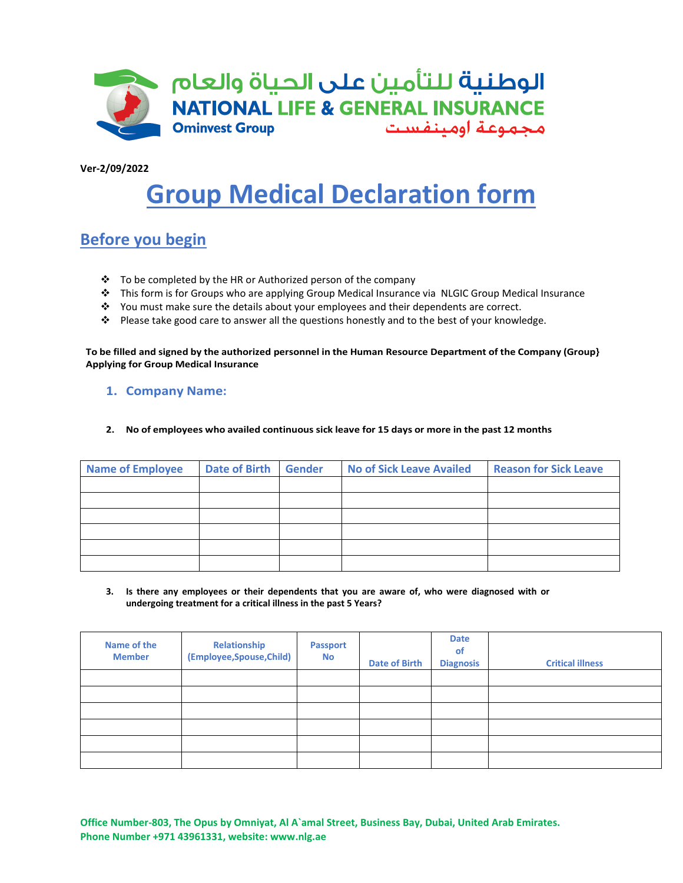الوطنية للتأمين على الحياة والعام

NATIONAL LIFE & GENERAL INSURANCE

Ominvest Group

مجموعة اومينفست

Ver-2/09/2022

# Group Medical Declaration form

## Before you begin

- To be completed by the HR or Authorized person of the company
- This form is for Groups who are applying Group Medical Insurance via NLGIC Group Medical Insurance
- You must make sure the details about your employees and their dependents are correct.
- Please take good care to answer all the questions honestly and to the best of your knowledge.

**To be filled and signed by the authorized personnel in the Human Resource Department of the Company (Group} Applying for Group Medical Insurance**

1. **Company Name:**

2. **No of employees who availed continuous sick leave for 15 days or more in the past 12 months**

| Name of Employee | Date of Birth | Gender | No of Sick Leave Availed | Reason for Sick Leave |
|---|---|---|---|---|
| | | | | |
| | | | | |
| | | | | |
| | | | | |
| | | | | |
| | | | | |

3. **Is there any employees or their dependents that you are aware of, who were diagnosed with or undergoing treatment for a critical illness in the past 5 Years?**

| Name of the Member | Relationship (Employee,Spouse,Child) | Passport No | Date of Birth | Date of Diagnosis | Critical illness |
|---|---|---|---|---|---|
| | | | | | |
| | | | | | |
| | | | | | |
| | | | | | |
| | | | | | |
| | | | | | |

Office Number-803, The Opus by Omniyat, Al A`amal Street, Business Bay, Dubai, United Arab Emirates.
Phone Number +971 43961331, website: www.nlg.ae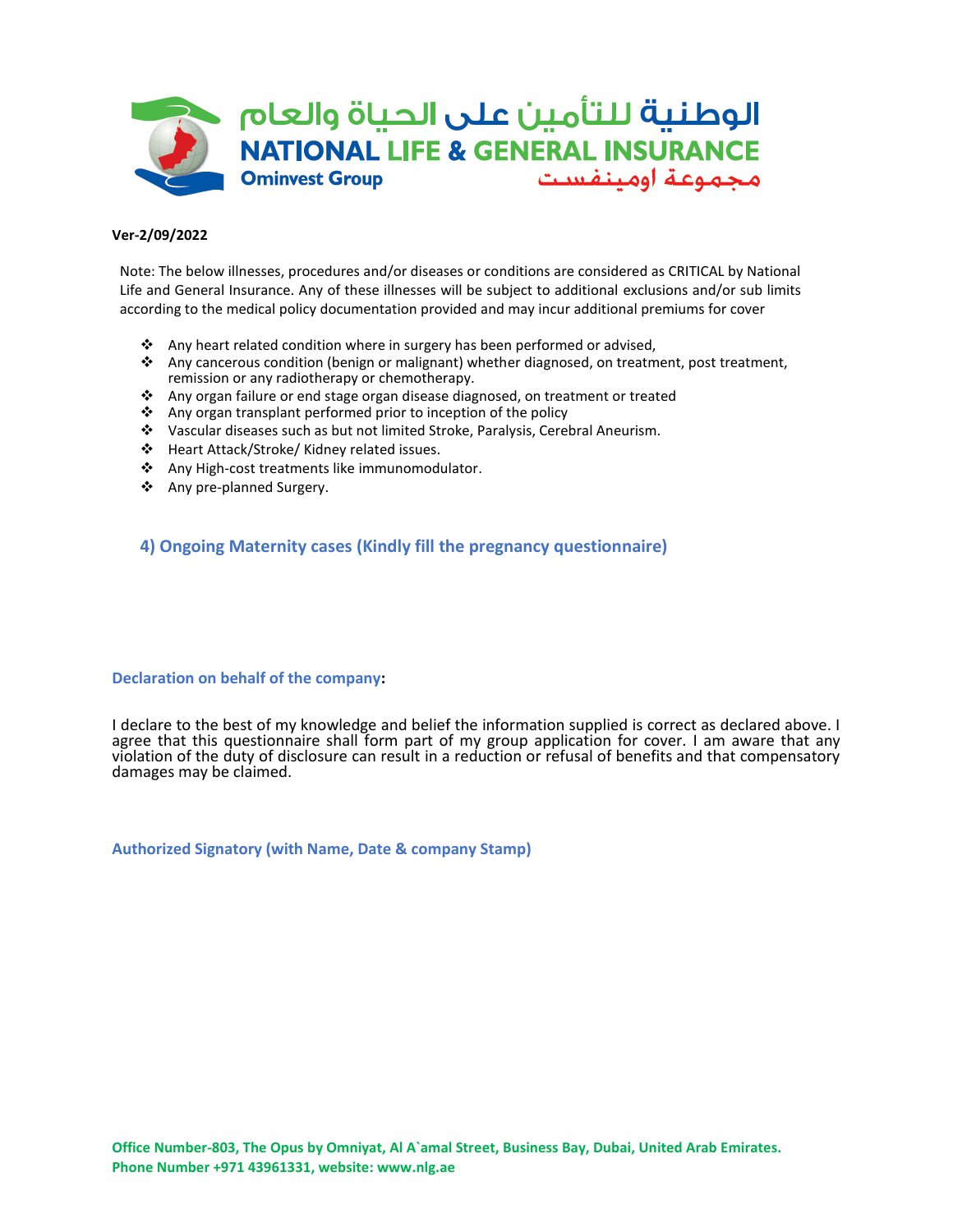Ver-2/09/2022

Note: The below illnesses, procedures and/or diseases or conditions are considered as CRITICAL by National Life and General Insurance. Any of these illnesses will be subject to additional exclusions and/or sub limits according to the medical policy documentation provided and may incur additional premiums for cover

- Any heart related condition where in surgery has been performed or advised,
- Any cancerous condition (benign or malignant) whether diagnosed, on treatment, post treatment, remission or any radiotherapy or chemotherapy.
- Any organ failure or end stage organ disease diagnosed, on treatment or treated
- Any organ transplant performed prior to inception of the policy
- Vascular diseases such as but not limited Stroke, Paralysis, Cerebral Aneurism.
- Heart Attack/Stroke/ Kidney related issues.
- Any High-cost treatments like immunomodulator.
- Any pre-planned Surgery.

### 4) Ongoing Maternity cases (Kindly fill the pregnancy questionnaire)

**Declaration on behalf of the company:**

I declare to the best of my knowledge and belief the information supplied is correct as declared above. I agree that this questionnaire shall form part of my group application for cover. I am aware that any violation of the duty of disclosure can result in a reduction or refusal of benefits and that compensatory damages may be claimed.

**Authorized Signatory (with Name, Date & company Stamp)**

**Office Number-803, The Opus by Omniyat, Al A`amal Street, Business Bay, Dubai, United Arab Emirates.**
**Phone Number +971 43961331, website: www.nlg.ae**